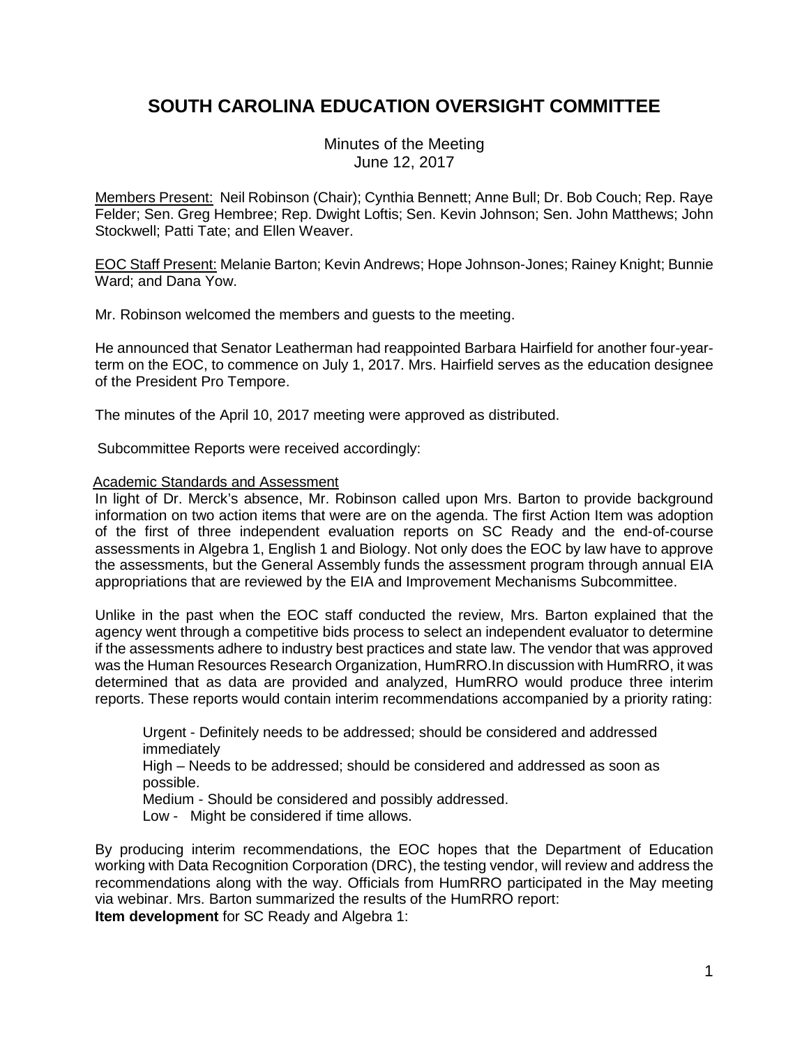# SOUTH CAROLINA EDUCATION OVERSIGHT COMMITTEE

Minutes of the Meeting
June 12, 2017

Members Present: Neil Robinson (Chair); Cynthia Bennett; Anne Bull; Dr. Bob Couch; Rep. Raye Felder; Sen. Greg Hembree; Rep. Dwight Loftis; Sen. Kevin Johnson; Sen. John Matthews; John Stockwell; Patti Tate; and Ellen Weaver.

EOC Staff Present: Melanie Barton; Kevin Andrews; Hope Johnson-Jones; Rainey Knight; Bunnie Ward; and Dana Yow.

Mr. Robinson welcomed the members and guests to the meeting.

He announced that Senator Leatherman had reappointed Barbara Hairfield for another four-year-term on the EOC, to commence on July 1, 2017. Mrs. Hairfield serves as the education designee of the President Pro Tempore.

The minutes of the April 10, 2017 meeting were approved as distributed.

Subcommittee Reports were received accordingly:

Academic Standards and Assessment

In light of Dr. Merck's absence, Mr. Robinson called upon Mrs. Barton to provide background information on two action items that were are on the agenda. The first Action Item was adoption of the first of three independent evaluation reports on SC Ready and the end-of-course assessments in Algebra 1, English 1 and Biology. Not only does the EOC by law have to approve the assessments, but the General Assembly funds the assessment program through annual EIA appropriations that are reviewed by the EIA and Improvement Mechanisms Subcommittee.

Unlike in the past when the EOC staff conducted the review, Mrs. Barton explained that the agency went through a competitive bids process to select an independent evaluator to determine if the assessments adhere to industry best practices and state law. The vendor that was approved was the Human Resources Research Organization, HumRRO.In discussion with HumRRO, it was determined that as data are provided and analyzed, HumRRO would produce three interim reports. These reports would contain interim recommendations accompanied by a priority rating:

Urgent - Definitely needs to be addressed; should be considered and addressed immediately
High – Needs to be addressed; should be considered and addressed as soon as possible.
Medium - Should be considered and possibly addressed.
Low - Might be considered if time allows.

By producing interim recommendations, the EOC hopes that the Department of Education working with Data Recognition Corporation (DRC), the testing vendor, will review and address the recommendations along with the way. Officials from HumRRO participated in the May meeting via webinar. Mrs. Barton summarized the results of the HumRRO report:

**Item development** for SC Ready and Algebra 1: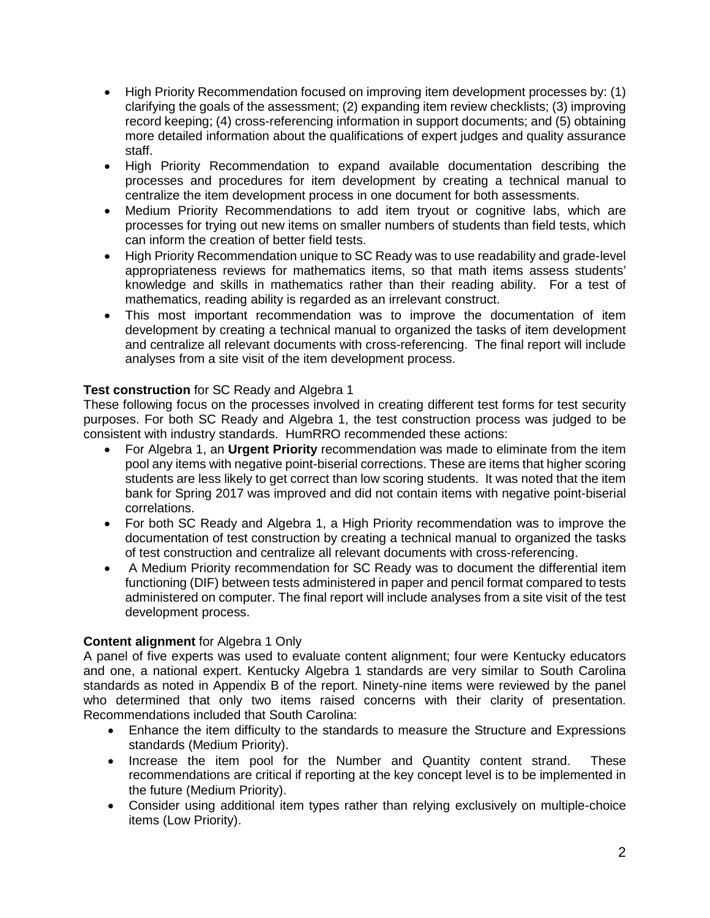- High Priority Recommendation focused on improving item development processes by: (1) clarifying the goals of the assessment; (2) expanding item review checklists; (3) improving record keeping; (4) cross-referencing information in support documents; and (5) obtaining more detailed information about the qualifications of expert judges and quality assurance staff.
- High Priority Recommendation to expand available documentation describing the processes and procedures for item development by creating a technical manual to centralize the item development process in one document for both assessments.
- Medium Priority Recommendations to add item tryout or cognitive labs, which are processes for trying out new items on smaller numbers of students than field tests, which can inform the creation of better field tests.
- High Priority Recommendation unique to SC Ready was to use readability and grade-level appropriateness reviews for mathematics items, so that math items assess students' knowledge and skills in mathematics rather than their reading ability. For a test of mathematics, reading ability is regarded as an irrelevant construct.
- This most important recommendation was to improve the documentation of item development by creating a technical manual to organized the tasks of item development and centralize all relevant documents with cross-referencing. The final report will include analyses from a site visit of the item development process.

**Test construction** for SC Ready and Algebra 1

These following focus on the processes involved in creating different test forms for test security purposes. For both SC Ready and Algebra 1, the test construction process was judged to be consistent with industry standards. HumRRO recommended these actions:

- For Algebra 1, an **Urgent Priority** recommendation was made to eliminate from the item pool any items with negative point-biserial corrections. These are items that higher scoring students are less likely to get correct than low scoring students. It was noted that the item bank for Spring 2017 was improved and did not contain items with negative point-biserial correlations.
- For both SC Ready and Algebra 1, a High Priority recommendation was to improve the documentation of test construction by creating a technical manual to organized the tasks of test construction and centralize all relevant documents with cross-referencing.
- A Medium Priority recommendation for SC Ready was to document the differential item functioning (DIF) between tests administered in paper and pencil format compared to tests administered on computer. The final report will include analyses from a site visit of the test development process.

**Content alignment** for Algebra 1 Only

A panel of five experts was used to evaluate content alignment; four were Kentucky educators and one, a national expert. Kentucky Algebra 1 standards are very similar to South Carolina standards as noted in Appendix B of the report. Ninety-nine items were reviewed by the panel who determined that only two items raised concerns with their clarity of presentation. Recommendations included that South Carolina:

- Enhance the item difficulty to the standards to measure the Structure and Expressions standards (Medium Priority).
- Increase the item pool for the Number and Quantity content strand. These recommendations are critical if reporting at the key concept level is to be implemented in the future (Medium Priority).
- Consider using additional item types rather than relying exclusively on multiple-choice items (Low Priority).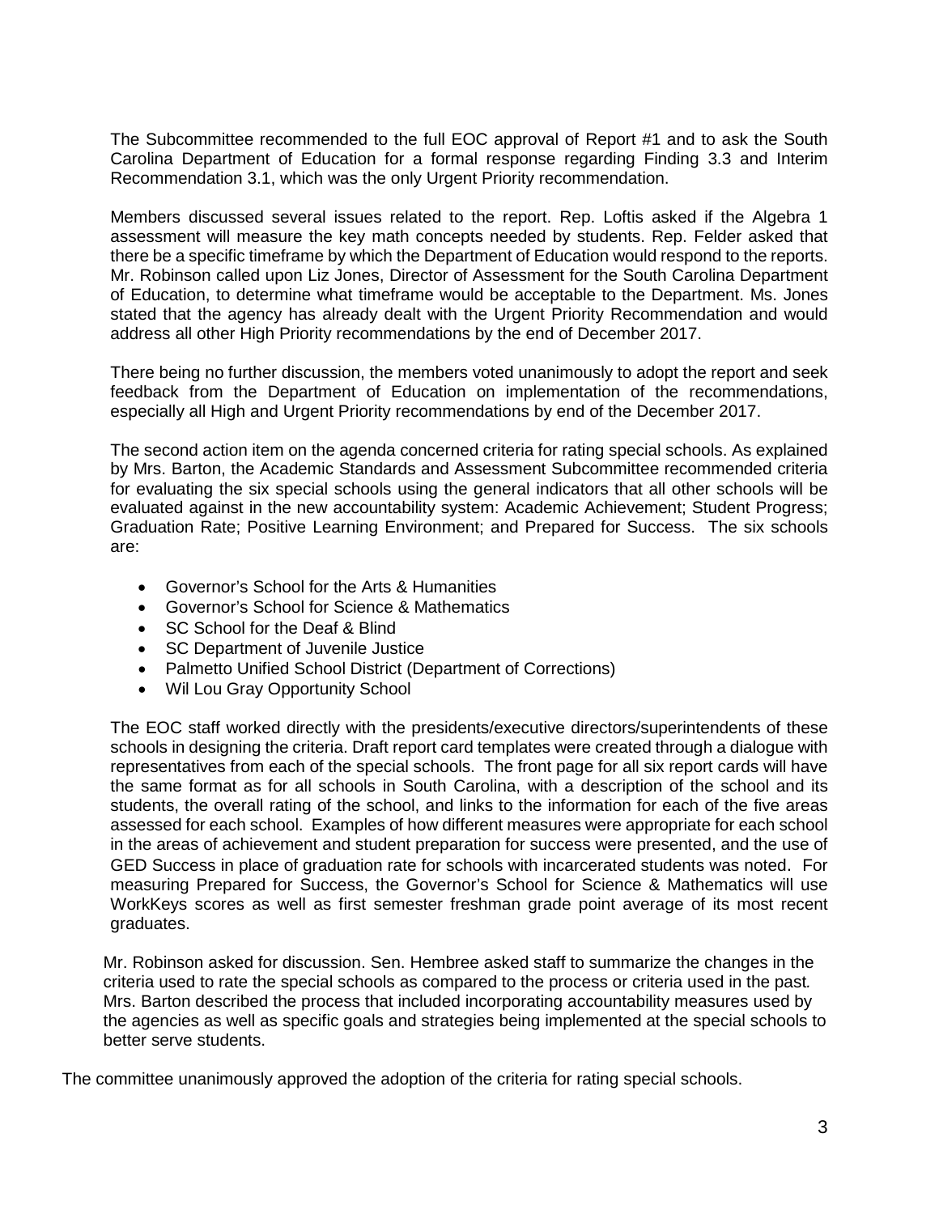The Subcommittee recommended to the full EOC approval of Report #1 and to ask the South Carolina Department of Education for a formal response regarding Finding 3.3 and Interim Recommendation 3.1, which was the only Urgent Priority recommendation.

Members discussed several issues related to the report. Rep. Loftis asked if the Algebra 1 assessment will measure the key math concepts needed by students. Rep. Felder asked that there be a specific timeframe by which the Department of Education would respond to the reports. Mr. Robinson called upon Liz Jones, Director of Assessment for the South Carolina Department of Education, to determine what timeframe would be acceptable to the Department. Ms. Jones stated that the agency has already dealt with the Urgent Priority Recommendation and would address all other High Priority recommendations by the end of December 2017.

There being no further discussion, the members voted unanimously to adopt the report and seek feedback from the Department of Education on implementation of the recommendations, especially all High and Urgent Priority recommendations by end of the December 2017.

The second action item on the agenda concerned criteria for rating special schools. As explained by Mrs. Barton, the Academic Standards and Assessment Subcommittee recommended criteria for evaluating the six special schools using the general indicators that all other schools will be evaluated against in the new accountability system: Academic Achievement; Student Progress; Graduation Rate; Positive Learning Environment; and Prepared for Success. The six schools are:

- Governor's School for the Arts & Humanities
- Governor's School for Science & Mathematics
- SC School for the Deaf & Blind
- SC Department of Juvenile Justice
- Palmetto Unified School District (Department of Corrections)
- Wil Lou Gray Opportunity School

The EOC staff worked directly with the presidents/executive directors/superintendents of these schools in designing the criteria. Draft report card templates were created through a dialogue with representatives from each of the special schools. The front page for all six report cards will have the same format as for all schools in South Carolina, with a description of the school and its students, the overall rating of the school, and links to the information for each of the five areas assessed for each school. Examples of how different measures were appropriate for each school in the areas of achievement and student preparation for success were presented, and the use of GED Success in place of graduation rate for schools with incarcerated students was noted. For measuring Prepared for Success, the Governor's School for Science & Mathematics will use WorkKeys scores as well as first semester freshman grade point average of its most recent graduates.

Mr. Robinson asked for discussion. Sen. Hembree asked staff to summarize the changes in the criteria used to rate the special schools as compared to the process or criteria used in the past. Mrs. Barton described the process that included incorporating accountability measures used by the agencies as well as specific goals and strategies being implemented at the special schools to better serve students.

The committee unanimously approved the adoption of the criteria for rating special schools.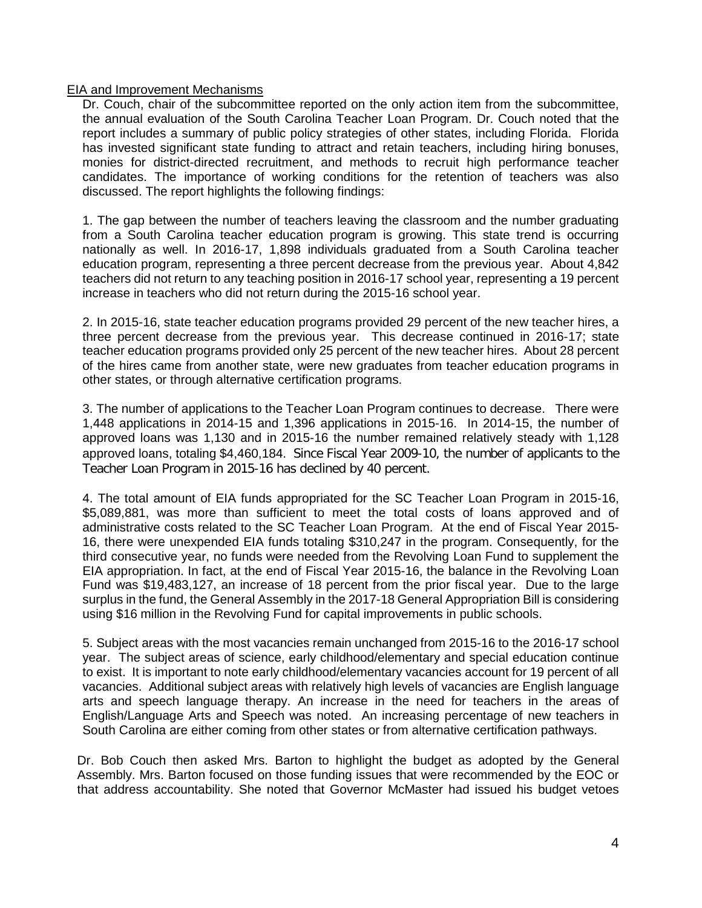EIA and Improvement Mechanisms

Dr. Couch, chair of the subcommittee reported on the only action item from the subcommittee, the annual evaluation of the South Carolina Teacher Loan Program. Dr. Couch noted that the report includes a summary of public policy strategies of other states, including Florida. Florida has invested significant state funding to attract and retain teachers, including hiring bonuses, monies for district-directed recruitment, and methods to recruit high performance teacher candidates. The importance of working conditions for the retention of teachers was also discussed. The report highlights the following findings:

1. The gap between the number of teachers leaving the classroom and the number graduating from a South Carolina teacher education program is growing. This state trend is occurring nationally as well. In 2016-17, 1,898 individuals graduated from a South Carolina teacher education program, representing a three percent decrease from the previous year. About 4,842 teachers did not return to any teaching position in 2016-17 school year, representing a 19 percent increase in teachers who did not return during the 2015-16 school year.

2. In 2015-16, state teacher education programs provided 29 percent of the new teacher hires, a three percent decrease from the previous year. This decrease continued in 2016-17; state teacher education programs provided only 25 percent of the new teacher hires. About 28 percent of the hires came from another state, were new graduates from teacher education programs in other states, or through alternative certification programs.

3. The number of applications to the Teacher Loan Program continues to decrease. There were 1,448 applications in 2014-15 and 1,396 applications in 2015-16. In 2014-15, the number of approved loans was 1,130 and in 2015-16 the number remained relatively steady with 1,128 approved loans, totaling $4,460,184. Since Fiscal Year 2009-10, the number of applicants to the Teacher Loan Program in 2015-16 has declined by 40 percent.

4. The total amount of EIA funds appropriated for the SC Teacher Loan Program in 2015-16, $5,089,881, was more than sufficient to meet the total costs of loans approved and of administrative costs related to the SC Teacher Loan Program. At the end of Fiscal Year 2015-16, there were unexpended EIA funds totaling $310,247 in the program. Consequently, for the third consecutive year, no funds were needed from the Revolving Loan Fund to supplement the EIA appropriation. In fact, at the end of Fiscal Year 2015-16, the balance in the Revolving Loan Fund was $19,483,127, an increase of 18 percent from the prior fiscal year. Due to the large surplus in the fund, the General Assembly in the 2017-18 General Appropriation Bill is considering using $16 million in the Revolving Fund for capital improvements in public schools.

5. Subject areas with the most vacancies remain unchanged from 2015-16 to the 2016-17 school year. The subject areas of science, early childhood/elementary and special education continue to exist. It is important to note early childhood/elementary vacancies account for 19 percent of all vacancies. Additional subject areas with relatively high levels of vacancies are English language arts and speech language therapy. An increase in the need for teachers in the areas of English/Language Arts and Speech was noted. An increasing percentage of new teachers in South Carolina are either coming from other states or from alternative certification pathways.

Dr. Bob Couch then asked Mrs. Barton to highlight the budget as adopted by the General Assembly. Mrs. Barton focused on those funding issues that were recommended by the EOC or that address accountability. She noted that Governor McMaster had issued his budget vetoes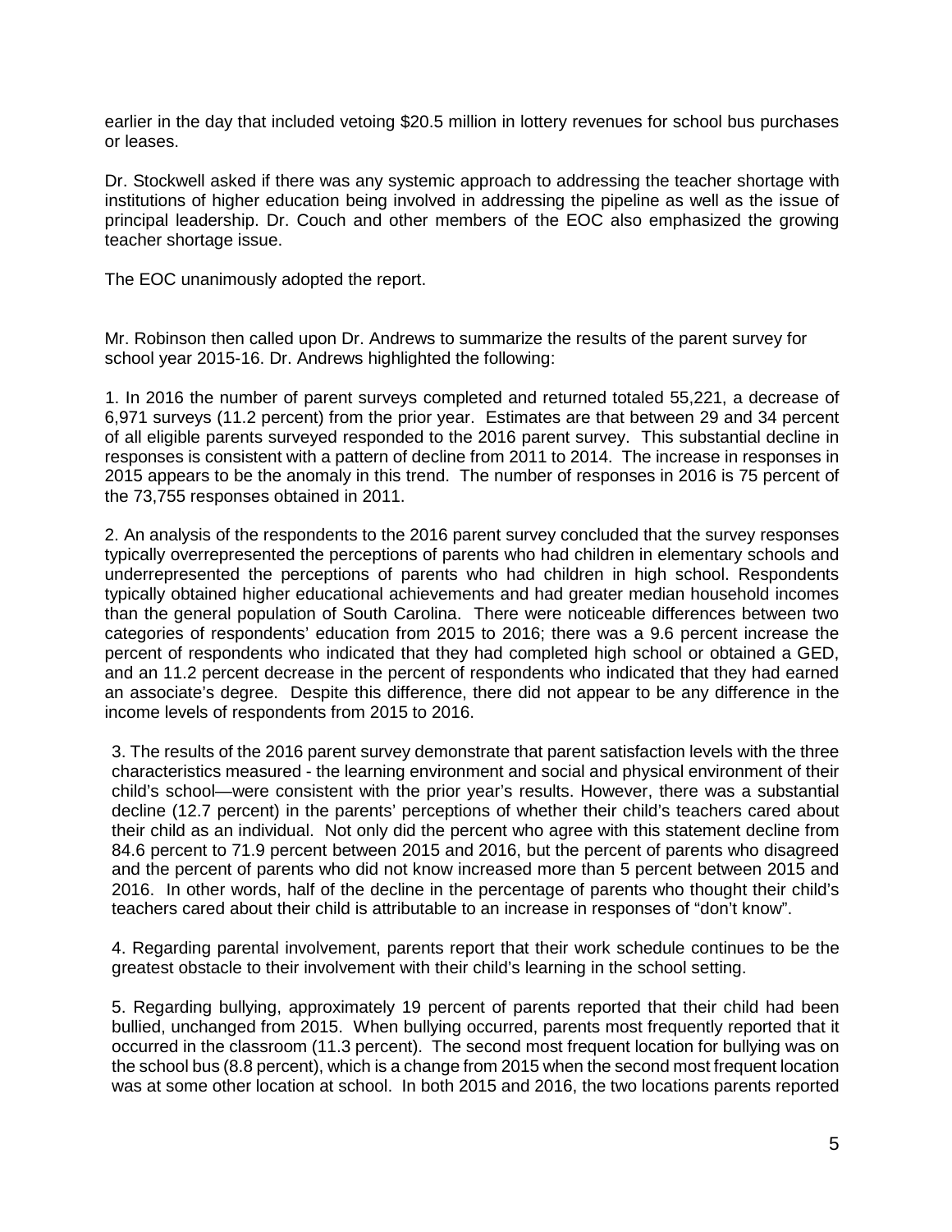earlier in the day that included vetoing $20.5 million in lottery revenues for school bus purchases or leases.

Dr. Stockwell asked if there was any systemic approach to addressing the teacher shortage with institutions of higher education being involved in addressing the pipeline as well as the issue of principal leadership. Dr. Couch and other members of the EOC also emphasized the growing teacher shortage issue.

The EOC unanimously adopted the report.

Mr. Robinson then called upon Dr. Andrews to summarize the results of the parent survey for school year 2015-16. Dr. Andrews highlighted the following:

1. In 2016 the number of parent surveys completed and returned totaled 55,221, a decrease of 6,971 surveys (11.2 percent) from the prior year. Estimates are that between 29 and 34 percent of all eligible parents surveyed responded to the 2016 parent survey. This substantial decline in responses is consistent with a pattern of decline from 2011 to 2014. The increase in responses in 2015 appears to be the anomaly in this trend. The number of responses in 2016 is 75 percent of the 73,755 responses obtained in 2011.

2. An analysis of the respondents to the 2016 parent survey concluded that the survey responses typically overrepresented the perceptions of parents who had children in elementary schools and underrepresented the perceptions of parents who had children in high school. Respondents typically obtained higher educational achievements and had greater median household incomes than the general population of South Carolina. There were noticeable differences between two categories of respondents' education from 2015 to 2016; there was a 9.6 percent increase the percent of respondents who indicated that they had completed high school or obtained a GED, and an 11.2 percent decrease in the percent of respondents who indicated that they had earned an associate's degree. Despite this difference, there did not appear to be any difference in the income levels of respondents from 2015 to 2016.

3. The results of the 2016 parent survey demonstrate that parent satisfaction levels with the three characteristics measured - the learning environment and social and physical environment of their child's school—were consistent with the prior year's results. However, there was a substantial decline (12.7 percent) in the parents' perceptions of whether their child's teachers cared about their child as an individual. Not only did the percent who agree with this statement decline from 84.6 percent to 71.9 percent between 2015 and 2016, but the percent of parents who disagreed and the percent of parents who did not know increased more than 5 percent between 2015 and 2016. In other words, half of the decline in the percentage of parents who thought their child's teachers cared about their child is attributable to an increase in responses of "don't know".

4. Regarding parental involvement, parents report that their work schedule continues to be the greatest obstacle to their involvement with their child's learning in the school setting.

5. Regarding bullying, approximately 19 percent of parents reported that their child had been bullied, unchanged from 2015. When bullying occurred, parents most frequently reported that it occurred in the classroom (11.3 percent). The second most frequent location for bullying was on the school bus (8.8 percent), which is a change from 2015 when the second most frequent location was at some other location at school. In both 2015 and 2016, the two locations parents reported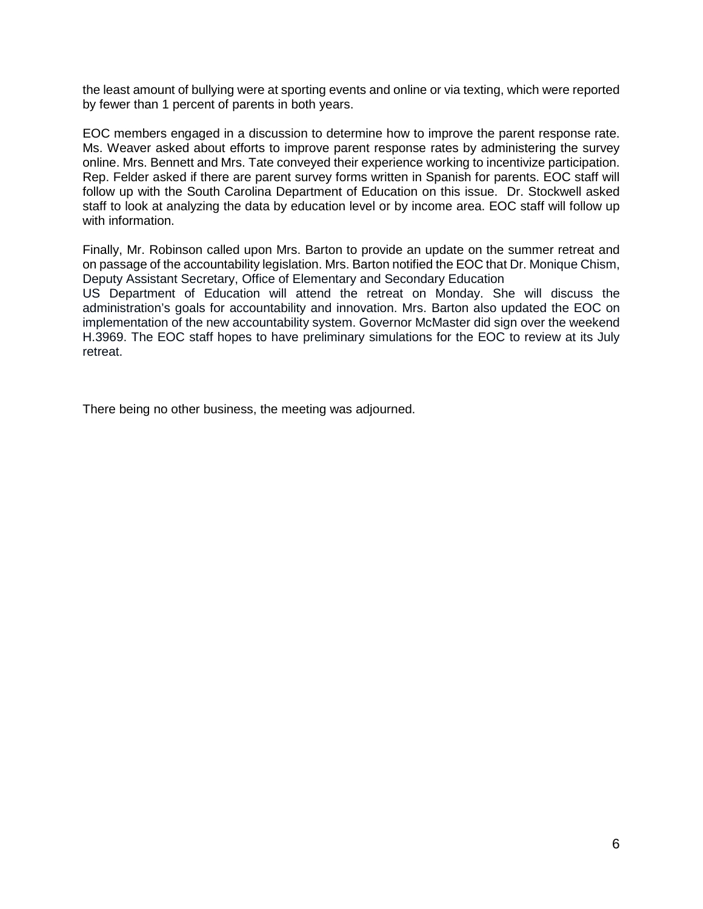the least amount of bullying were at sporting events and online or via texting, which were reported by fewer than 1 percent of parents in both years.

EOC members engaged in a discussion to determine how to improve the parent response rate. Ms. Weaver asked about efforts to improve parent response rates by administering the survey online. Mrs. Bennett and Mrs. Tate conveyed their experience working to incentivize participation. Rep. Felder asked if there are parent survey forms written in Spanish for parents. EOC staff will follow up with the South Carolina Department of Education on this issue. Dr. Stockwell asked staff to look at analyzing the data by education level or by income area. EOC staff will follow up with information.

Finally, Mr. Robinson called upon Mrs. Barton to provide an update on the summer retreat and on passage of the accountability legislation. Mrs. Barton notified the EOC that Dr. Monique Chism, Deputy Assistant Secretary, Office of Elementary and Secondary Education
US Department of Education will attend the retreat on Monday. She will discuss the administration's goals for accountability and innovation. Mrs. Barton also updated the EOC on implementation of the new accountability system. Governor McMaster did sign over the weekend H.3969. The EOC staff hopes to have preliminary simulations for the EOC to review at its July retreat.

There being no other business, the meeting was adjourned.